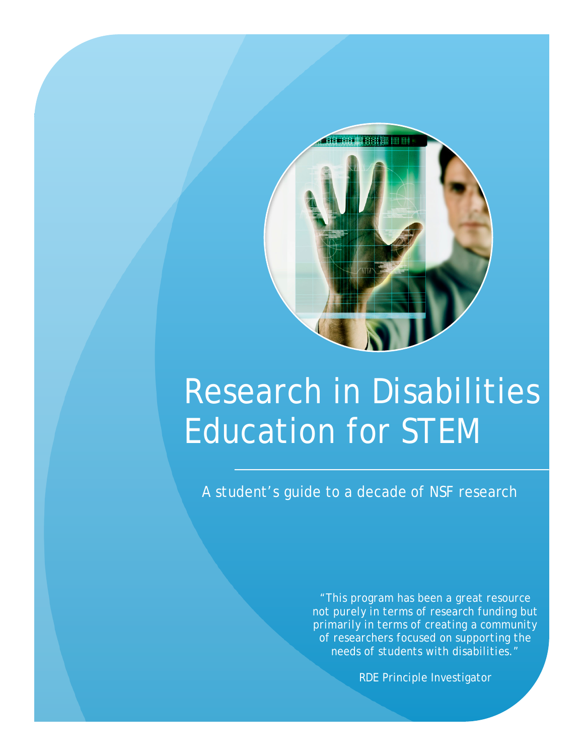# Research in Disabilities Education for STEM

A student's guide to a decade of NSF research

*"This program has been a great resource not purely in terms of research funding but primarily in terms of creating a community of researchers focused on supporting the needs of students with disabilities."*

RDE Principle Investigator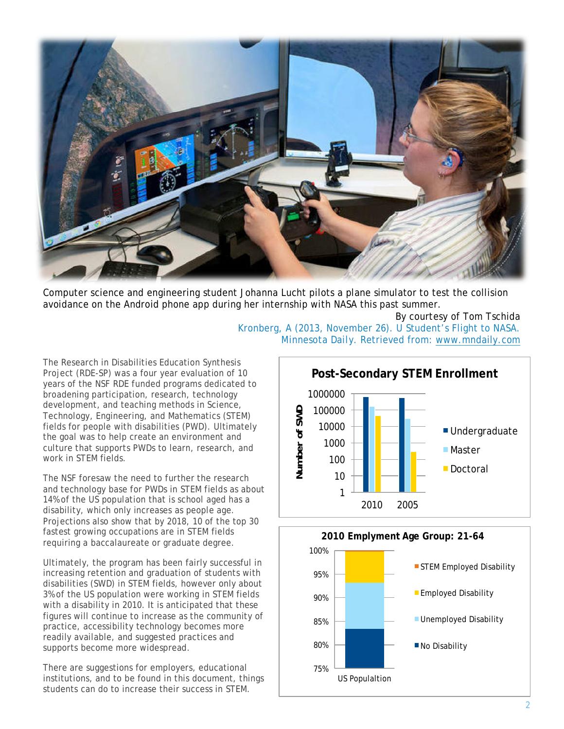Computer science and engineering student Johanna Lucht pilots a plane simulator to test the collision avoidance on the Android phone app during her internship with NASA this past summer.

By courtesy of Tom Tschida

Kronberg, A (2013, November 26). U Student's Flight to NASA. Minnesota Daily. Retrieved from: www.mndaily.com

The Research in Disabilities Education Synthesis Project (RDE-SP) was a four year evaluation of 10 years of the NSF RDE funded programs dedicated to broadening participation, research, technology development, and teaching methods in Science, Technology, Engineering, and Mathematics (STEM) fields for people with disabilities (PWD). Ultimately the goal was to help create an environment and culture that supports PWDs to learn, research, and work in STEM fields.

The NSF foresaw the need to further the research and technology base for PWDs in STEM fields as about 14% of the US population that is school aged has a disability, which only increases as people age. Projections also show that by 2018, 10 of the top 30 fastest growing occupations are in STEM fields requiring a baccalaureate or graduate degree.

Ultimately, the program has been fairly successful in increasing retention and graduation of students with disabilities (SWD) in STEM fields, however only about 3% of the US population were working in STEM fields with a disability in 2010. It is anticipated that these figures will continue to increase as the community of practice, accessibility technology becomes more readily available, and suggested practices and supports become more widespread.

There are suggestions for employers, educational institutions, and to be found in this document, things students can do to increase their success in STEM.

**Post-Secondary STEM Enrollment**

(Chart: Number of SWD, log scale 1–1000000; Undergraduate, Master, Doctoral; 2010, 2005)

**2010 Emplyment Age Group: 21-64**

(Chart: US Populaltion; STEM Employed Disability, Employed Disability, Unemployed Disability, No Disability; 75%–100%)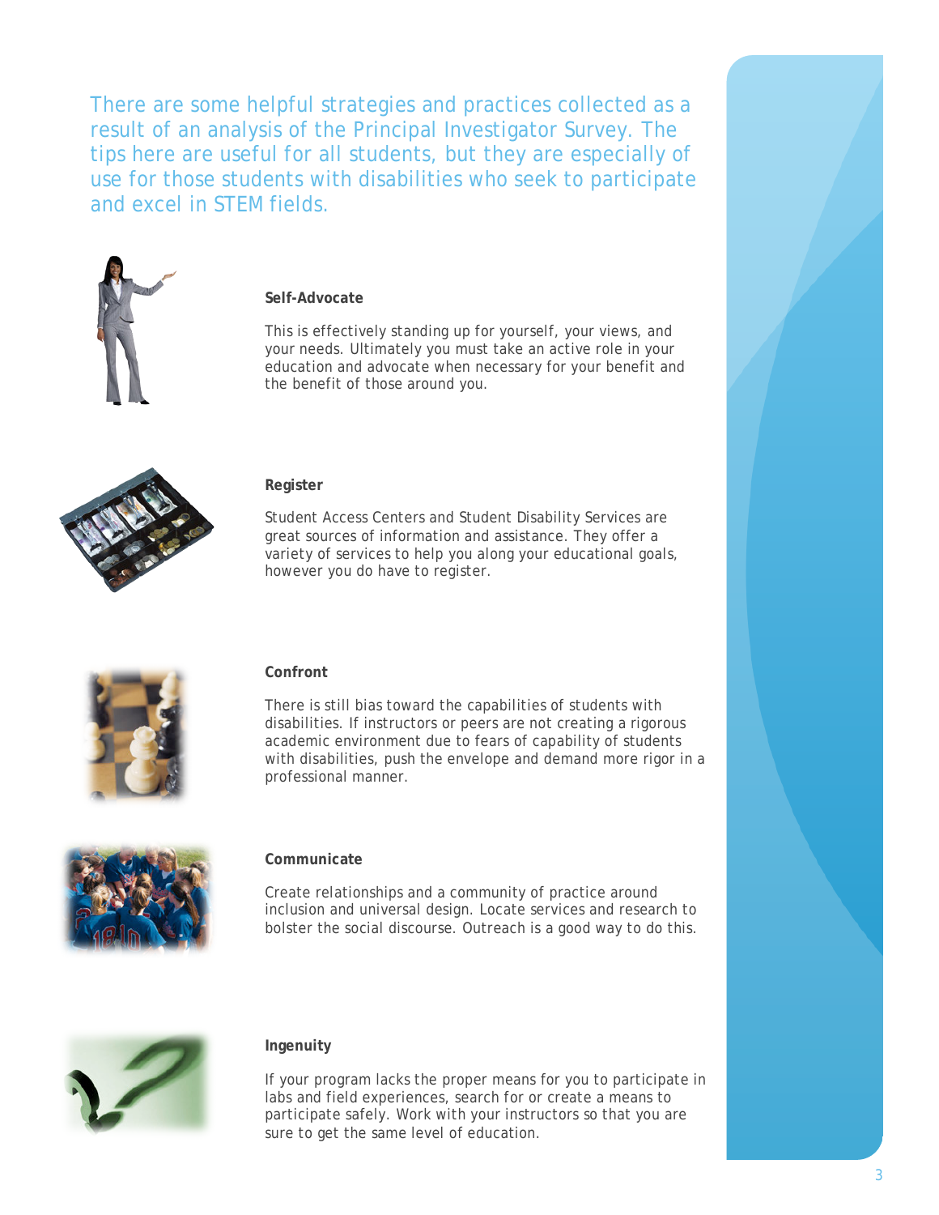There are some helpful strategies and practices collected as a result of an analysis of the Principal Investigator Survey. The tips here are useful for all students, but they are especially of use for those students with disabilities who seek to participate and excel in STEM fields.

**Self-Advocate**

This is effectively standing up for yourself, your views, and your needs. Ultimately you must take an active role in your education and advocate when necessary for your benefit and the benefit of those around you.

**Register**

Student Access Centers and Student Disability Services are great sources of information and assistance. They offer a variety of services to help you along your educational goals, however you do have to register.

**Confront**

There is still bias toward the capabilities of students with disabilities. If instructors or peers are not creating a rigorous academic environment due to fears of capability of students with disabilities, push the envelope and demand more rigor in a professional manner.

**Communicate**

Create relationships and a community of practice around inclusion and universal design. Locate services and research to bolster the social discourse. Outreach is a good way to do this.

**Ingenuity**

If your program lacks the proper means for you to participate in labs and field experiences, search for or create a means to participate safely. Work with your instructors so that you are sure to get the same level of education.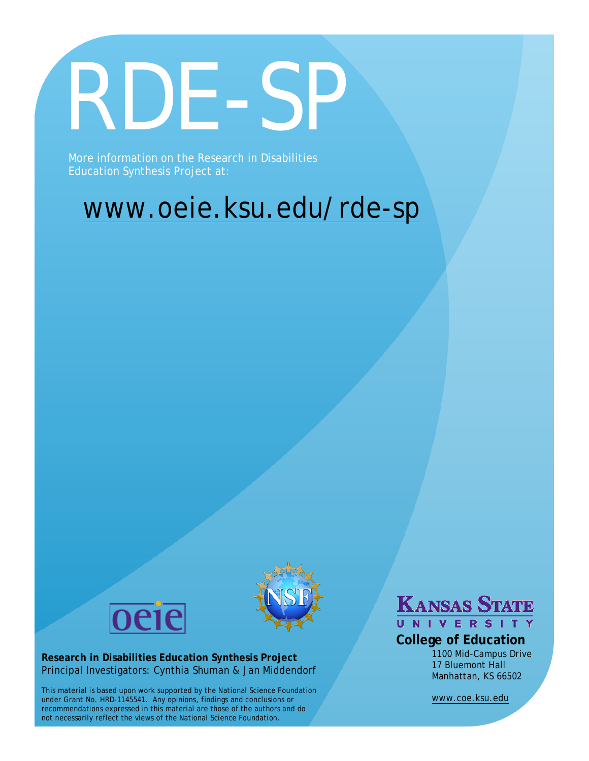# RDE-SP

More information on the Research in Disabilities Education Synthesis Project at:

www.oeie.ksu.edu/rde-sp

oeie

NSF

**Research in Disabilities Education Synthesis Project**
Principal Investigators: Cynthia Shuman & Jan Middendorf

This material is based upon work supported by the National Science Foundation under Grant No. HRD-1145541. Any opinions, findings and conclusions or recommendations expressed in this material are those of the authors and do not necessarily reflect the views of the National Science Foundation.

KANSAS STATE UNIVERSITY

**College of Education**
1100 Mid-Campus Drive
17 Bluemont Hall
Manhattan, KS 66502

www.coe.ksu.edu